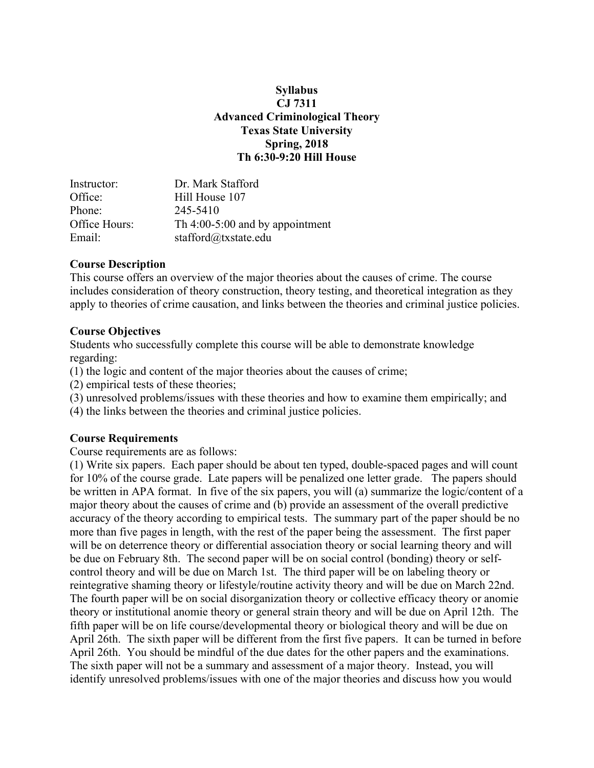**Syllabus**
**CJ 7311**
**Advanced Criminological Theory**
**Texas State University**
**Spring, 2018**
**Th 6:30-9:20 Hill House**

| | |
|---|---|
| Instructor: | Dr. Mark Stafford |
| Office: | Hill House 107 |
| Phone: | 245-5410 |
| Office Hours: | Th 4:00-5:00 and by appointment |
| Email: | stafford@txstate.edu |

## Course Description

This course offers an overview of the major theories about the causes of crime. The course includes consideration of theory construction, theory testing, and theoretical integration as they apply to theories of crime causation, and links between the theories and criminal justice policies.

## Course Objectives

Students who successfully complete this course will be able to demonstrate knowledge regarding:

(1) the logic and content of the major theories about the causes of crime;
(2) empirical tests of these theories;
(3) unresolved problems/issues with these theories and how to examine them empirically; and
(4) the links between the theories and criminal justice policies.

## Course Requirements

Course requirements are as follows:

(1) Write six papers. Each paper should be about ten typed, double-spaced pages and will count for 10% of the course grade. Late papers will be penalized one letter grade. The papers should be written in APA format. In five of the six papers, you will (a) summarize the logic/content of a major theory about the causes of crime and (b) provide an assessment of the overall predictive accuracy of the theory according to empirical tests. The summary part of the paper should be no more than five pages in length, with the rest of the paper being the assessment. The first paper will be on deterrence theory or differential association theory or social learning theory and will be due on February 8th. The second paper will be on social control (bonding) theory or self-control theory and will be due on March 1st. The third paper will be on labeling theory or reintegrative shaming theory or lifestyle/routine activity theory and will be due on March 22nd. The fourth paper will be on social disorganization theory or collective efficacy theory or anomie theory or institutional anomie theory or general strain theory and will be due on April 12th. The fifth paper will be on life course/developmental theory or biological theory and will be due on April 26th. The sixth paper will be different from the first five papers. It can be turned in before April 26th. You should be mindful of the due dates for the other papers and the examinations. The sixth paper will not be a summary and assessment of a major theory. Instead, you will identify unresolved problems/issues with one of the major theories and discuss how you would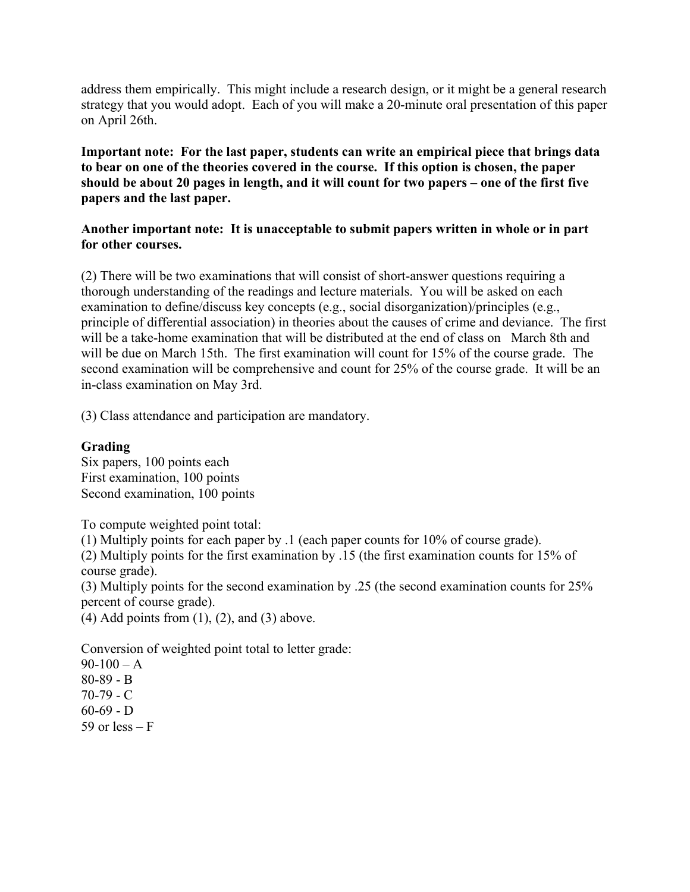address them empirically. This might include a research design, or it might be a general research strategy that you would adopt. Each of you will make a 20-minute oral presentation of this paper on April 26th.

**Important note: For the last paper, students can write an empirical piece that brings data to bear on one of the theories covered in the course. If this option is chosen, the paper should be about 20 pages in length, and it will count for two papers – one of the first five papers and the last paper.**

**Another important note: It is unacceptable to submit papers written in whole or in part for other courses.**

(2) There will be two examinations that will consist of short-answer questions requiring a thorough understanding of the readings and lecture materials. You will be asked on each examination to define/discuss key concepts (e.g., social disorganization)/principles (e.g., principle of differential association) in theories about the causes of crime and deviance. The first will be a take-home examination that will be distributed at the end of class on March 8th and will be due on March 15th. The first examination will count for 15% of the course grade. The second examination will be comprehensive and count for 25% of the course grade. It will be an in-class examination on May 3rd.

(3) Class attendance and participation are mandatory.

**Grading**

Six papers, 100 points each
First examination, 100 points
Second examination, 100 points

To compute weighted point total:
(1) Multiply points for each paper by .1 (each paper counts for 10% of course grade).
(2) Multiply points for the first examination by .15 (the first examination counts for 15% of course grade).
(3) Multiply points for the second examination by .25 (the second examination counts for 25% percent of course grade).
(4) Add points from (1), (2), and (3) above.

Conversion of weighted point total to letter grade:
90-100 – A
80-89 - B
70-79 - C
60-69 - D
59 or less – F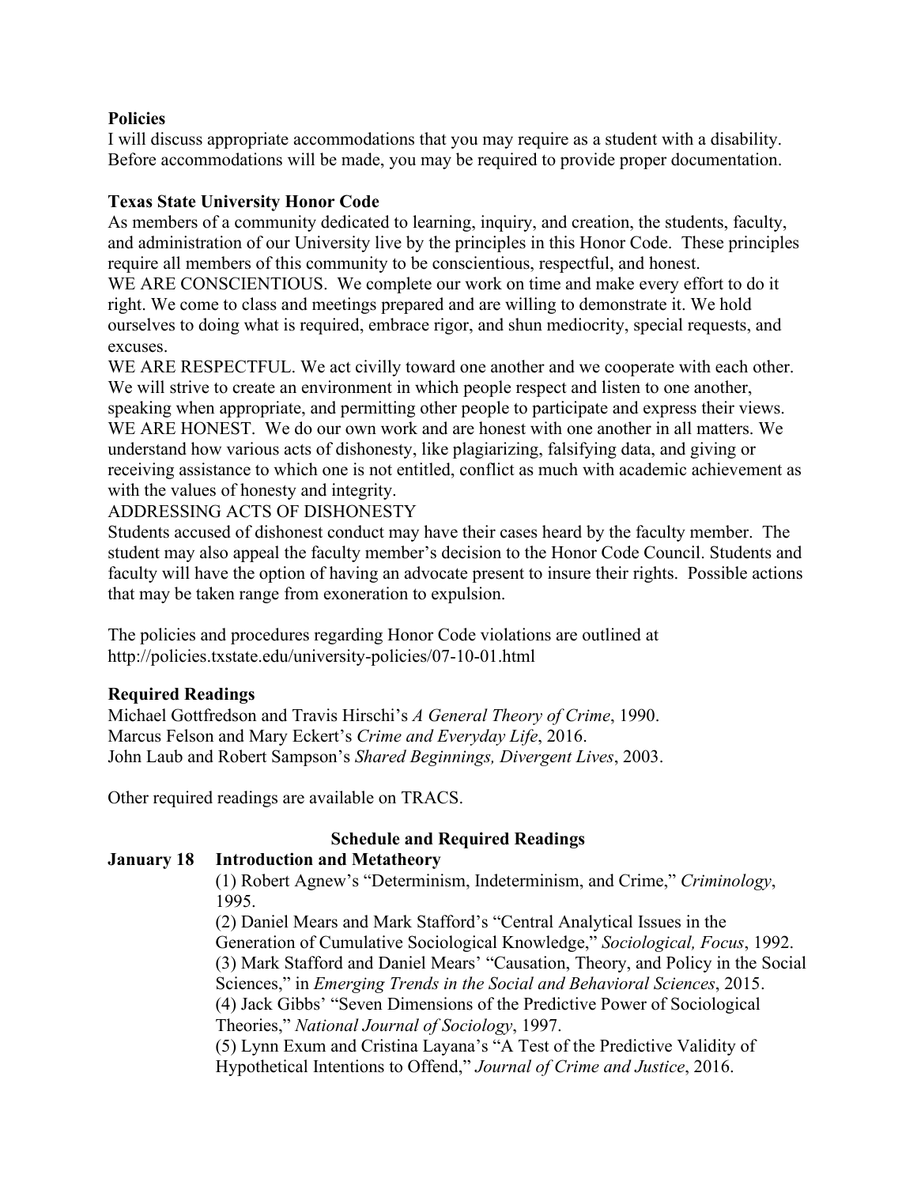**Policies**

I will discuss appropriate accommodations that you may require as a student with a disability. Before accommodations will be made, you may be required to provide proper documentation.

**Texas State University Honor Code**

As members of a community dedicated to learning, inquiry, and creation, the students, faculty, and administration of our University live by the principles in this Honor Code. These principles require all members of this community to be conscientious, respectful, and honest.

WE ARE CONSCIENTIOUS. We complete our work on time and make every effort to do it right. We come to class and meetings prepared and are willing to demonstrate it. We hold ourselves to doing what is required, embrace rigor, and shun mediocrity, special requests, and excuses.

WE ARE RESPECTFUL. We act civilly toward one another and we cooperate with each other. We will strive to create an environment in which people respect and listen to one another, speaking when appropriate, and permitting other people to participate and express their views.

WE ARE HONEST. We do our own work and are honest with one another in all matters. We understand how various acts of dishonesty, like plagiarizing, falsifying data, and giving or receiving assistance to which one is not entitled, conflict as much with academic achievement as with the values of honesty and integrity.

ADDRESSING ACTS OF DISHONESTY

Students accused of dishonest conduct may have their cases heard by the faculty member. The student may also appeal the faculty member's decision to the Honor Code Council. Students and faculty will have the option of having an advocate present to insure their rights. Possible actions that may be taken range from exoneration to expulsion.

The policies and procedures regarding Honor Code violations are outlined at http://policies.txstate.edu/university-policies/07-10-01.html

**Required Readings**

Michael Gottfredson and Travis Hirschi's *A General Theory of Crime*, 1990.
Marcus Felson and Mary Eckert's *Crime and Everyday Life*, 2016.
John Laub and Robert Sampson's *Shared Beginnings, Divergent Lives*, 2003.

Other required readings are available on TRACS.

**Schedule and Required Readings**

**January 18 Introduction and Metatheory**

(1) Robert Agnew's "Determinism, Indeterminism, and Crime," *Criminology*, 1995.
(2) Daniel Mears and Mark Stafford's "Central Analytical Issues in the Generation of Cumulative Sociological Knowledge," *Sociological, Focus*, 1992.
(3) Mark Stafford and Daniel Mears' "Causation, Theory, and Policy in the Social Sciences," in *Emerging Trends in the Social and Behavioral Sciences*, 2015.
(4) Jack Gibbs' "Seven Dimensions of the Predictive Power of Sociological Theories," *National Journal of Sociology*, 1997.
(5) Lynn Exum and Cristina Layana's "A Test of the Predictive Validity of Hypothetical Intentions to Offend," *Journal of Crime and Justice*, 2016.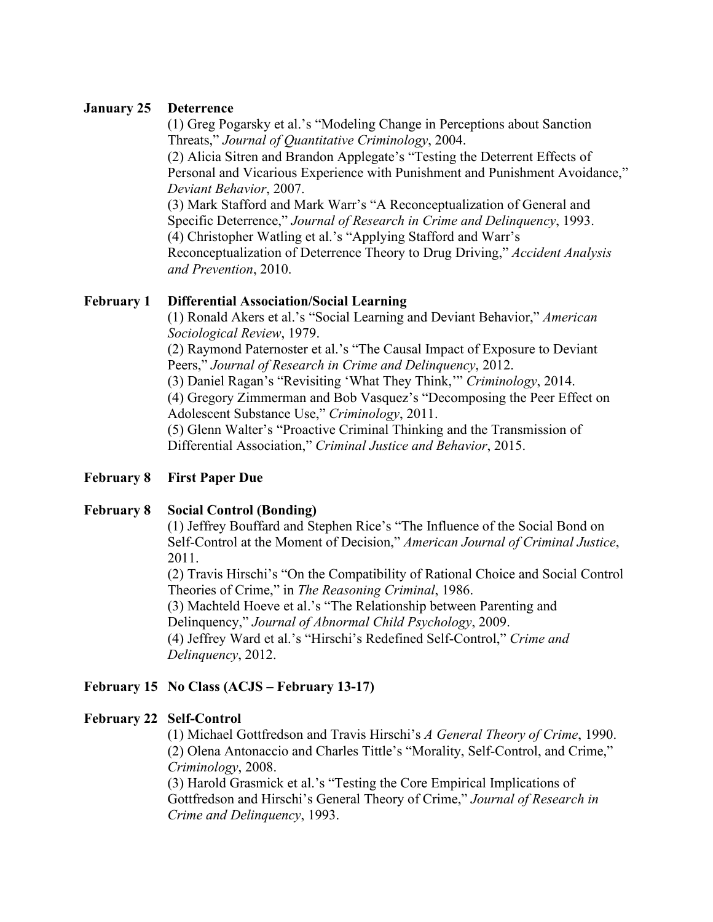**January 25 Deterrence**

(1) Greg Pogarsky et al.'s "Modeling Change in Perceptions about Sanction Threats," *Journal of Quantitative Criminology*, 2004.
(2) Alicia Sitren and Brandon Applegate's "Testing the Deterrent Effects of Personal and Vicarious Experience with Punishment and Punishment Avoidance," *Deviant Behavior*, 2007.
(3) Mark Stafford and Mark Warr's "A Reconceptualization of General and Specific Deterrence," *Journal of Research in Crime and Delinquency*, 1993.
(4) Christopher Watling et al.'s "Applying Stafford and Warr's Reconceptualization of Deterrence Theory to Drug Driving," *Accident Analysis and Prevention*, 2010.

**February 1 Differential Association/Social Learning**

(1) Ronald Akers et al.'s "Social Learning and Deviant Behavior," *American Sociological Review*, 1979.
(2) Raymond Paternoster et al.'s "The Causal Impact of Exposure to Deviant Peers," *Journal of Research in Crime and Delinquency*, 2012.
(3) Daniel Ragan's "Revisiting 'What They Think,'" *Criminology*, 2014.
(4) Gregory Zimmerman and Bob Vasquez's "Decomposing the Peer Effect on Adolescent Substance Use," *Criminology*, 2011.
(5) Glenn Walter's "Proactive Criminal Thinking and the Transmission of Differential Association," *Criminal Justice and Behavior*, 2015.

**February 8 First Paper Due**

**February 8 Social Control (Bonding)**

(1) Jeffrey Bouffard and Stephen Rice's "The Influence of the Social Bond on Self-Control at the Moment of Decision," *American Journal of Criminal Justice*, 2011.
(2) Travis Hirschi's "On the Compatibility of Rational Choice and Social Control Theories of Crime," in *The Reasoning Criminal*, 1986.
(3) Machteld Hoeve et al.'s "The Relationship between Parenting and Delinquency," *Journal of Abnormal Child Psychology*, 2009.
(4) Jeffrey Ward et al.'s "Hirschi's Redefined Self-Control," *Crime and Delinquency*, 2012.

**February 15 No Class (ACJS – February 13-17)**

**February 22 Self-Control**

(1) Michael Gottfredson and Travis Hirschi's *A General Theory of Crime*, 1990.
(2) Olena Antonaccio and Charles Tittle's "Morality, Self-Control, and Crime," *Criminology*, 2008.
(3) Harold Grasmick et al.'s "Testing the Core Empirical Implications of Gottfredson and Hirschi's General Theory of Crime," *Journal of Research in Crime and Delinquency*, 1993.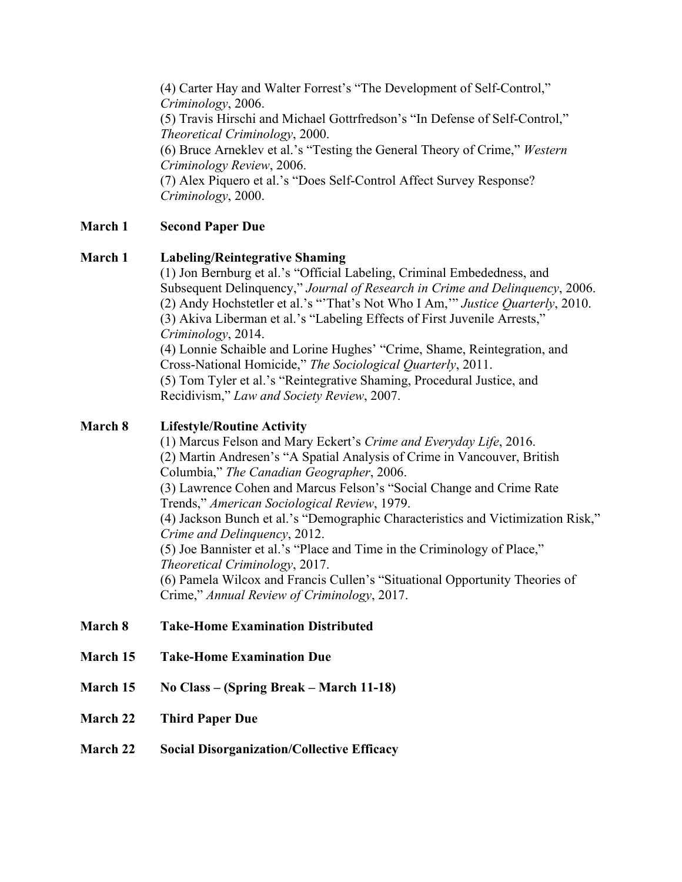(4) Carter Hay and Walter Forrest's "The Development of Self-Control," *Criminology*, 2006.
(5) Travis Hirschi and Michael Gottrfredson's "In Defense of Self-Control," *Theoretical Criminology*, 2000.
(6) Bruce Arneklev et al.'s "Testing the General Theory of Crime," *Western Criminology Review*, 2006.
(7) Alex Piquero et al.'s "Does Self-Control Affect Survey Response? *Criminology*, 2000.

**March 1 Second Paper Due**

**March 1 Labeling/Reintegrative Shaming**

(1) Jon Bernburg et al.'s "Official Labeling, Criminal Embededness, and Subsequent Delinquency," *Journal of Research in Crime and Delinquency*, 2006.
(2) Andy Hochstetler et al.'s "'That's Not Who I Am,'" *Justice Quarterly*, 2010.
(3) Akiva Liberman et al.'s "Labeling Effects of First Juvenile Arrests," *Criminology*, 2014.
(4) Lonnie Schaible and Lorine Hughes' "Crime, Shame, Reintegration, and Cross-National Homicide," *The Sociological Quarterly*, 2011.
(5) Tom Tyler et al.'s "Reintegrative Shaming, Procedural Justice, and Recidivism," *Law and Society Review*, 2007.

**March 8 Lifestyle/Routine Activity**

(1) Marcus Felson and Mary Eckert's *Crime and Everyday Life*, 2016.
(2) Martin Andresen's "A Spatial Analysis of Crime in Vancouver, British Columbia," *The Canadian Geographer*, 2006.
(3) Lawrence Cohen and Marcus Felson's "Social Change and Crime Rate Trends," *American Sociological Review*, 1979.
(4) Jackson Bunch et al.'s "Demographic Characteristics and Victimization Risk," *Crime and Delinquency*, 2012.
(5) Joe Bannister et al.'s "Place and Time in the Criminology of Place," *Theoretical Criminology*, 2017.
(6) Pamela Wilcox and Francis Cullen's "Situational Opportunity Theories of Crime," *Annual Review of Criminology*, 2017.

**March 8 Take-Home Examination Distributed**

**March 15 Take-Home Examination Due**

**March 15 No Class – (Spring Break – March 11-18)**

**March 22 Third Paper Due**

**March 22 Social Disorganization/Collective Efficacy**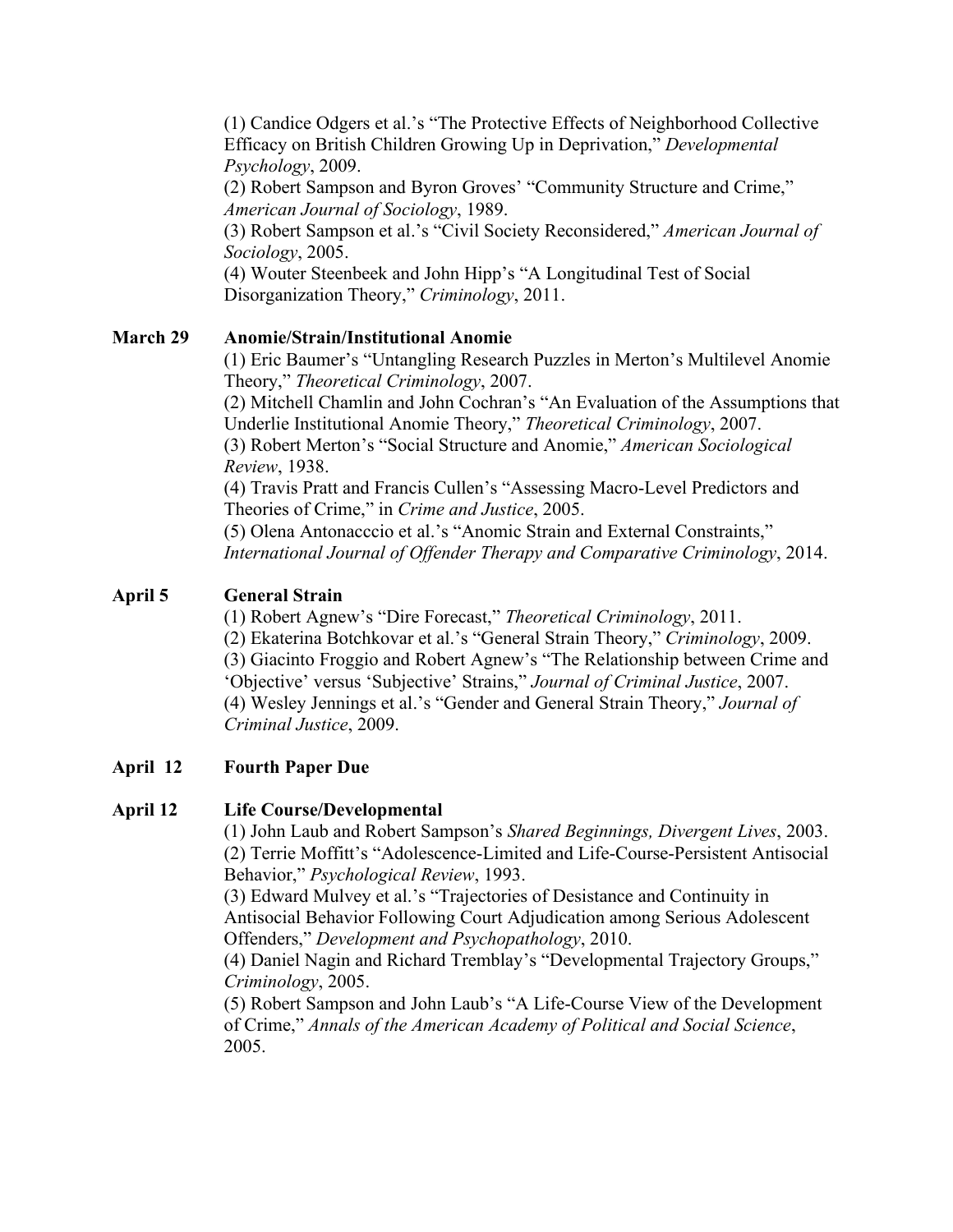(1) Candice Odgers et al.'s "The Protective Effects of Neighborhood Collective Efficacy on British Children Growing Up in Deprivation," *Developmental Psychology*, 2009.
(2) Robert Sampson and Byron Groves' "Community Structure and Crime," *American Journal of Sociology*, 1989.
(3) Robert Sampson et al.'s "Civil Society Reconsidered," *American Journal of Sociology*, 2005.
(4) Wouter Steenbeek and John Hipp's "A Longitudinal Test of Social Disorganization Theory," *Criminology*, 2011.

**March 29 Anomie/Strain/Institutional Anomie**

(1) Eric Baumer's "Untangling Research Puzzles in Merton's Multilevel Anomie Theory," *Theoretical Criminology*, 2007.
(2) Mitchell Chamlin and John Cochran's "An Evaluation of the Assumptions that Underlie Institutional Anomie Theory," *Theoretical Criminology*, 2007.
(3) Robert Merton's "Social Structure and Anomie," *American Sociological Review*, 1938.
(4) Travis Pratt and Francis Cullen's "Assessing Macro-Level Predictors and Theories of Crime," in *Crime and Justice*, 2005.
(5) Olena Antonacccio et al.'s "Anomic Strain and External Constraints," *International Journal of Offender Therapy and Comparative Criminology*, 2014.

**April 5 General Strain**

(1) Robert Agnew's "Dire Forecast," *Theoretical Criminology*, 2011.
(2) Ekaterina Botchkovar et al.'s "General Strain Theory," *Criminology*, 2009.
(3) Giacinto Froggio and Robert Agnew's "The Relationship between Crime and 'Objective' versus 'Subjective' Strains," *Journal of Criminal Justice*, 2007.
(4) Wesley Jennings et al.'s "Gender and General Strain Theory," *Journal of Criminal Justice*, 2009.

**April 12 Fourth Paper Due**

**April 12 Life Course/Developmental**

(1) John Laub and Robert Sampson's *Shared Beginnings, Divergent Lives*, 2003.
(2) Terrie Moffitt's "Adolescence-Limited and Life-Course-Persistent Antisocial Behavior," *Psychological Review*, 1993.
(3) Edward Mulvey et al.'s "Trajectories of Desistance and Continuity in Antisocial Behavior Following Court Adjudication among Serious Adolescent Offenders," *Development and Psychopathology*, 2010.
(4) Daniel Nagin and Richard Tremblay's "Developmental Trajectory Groups," *Criminology*, 2005.
(5) Robert Sampson and John Laub's "A Life-Course View of the Development of Crime," *Annals of the American Academy of Political and Social Science*, 2005.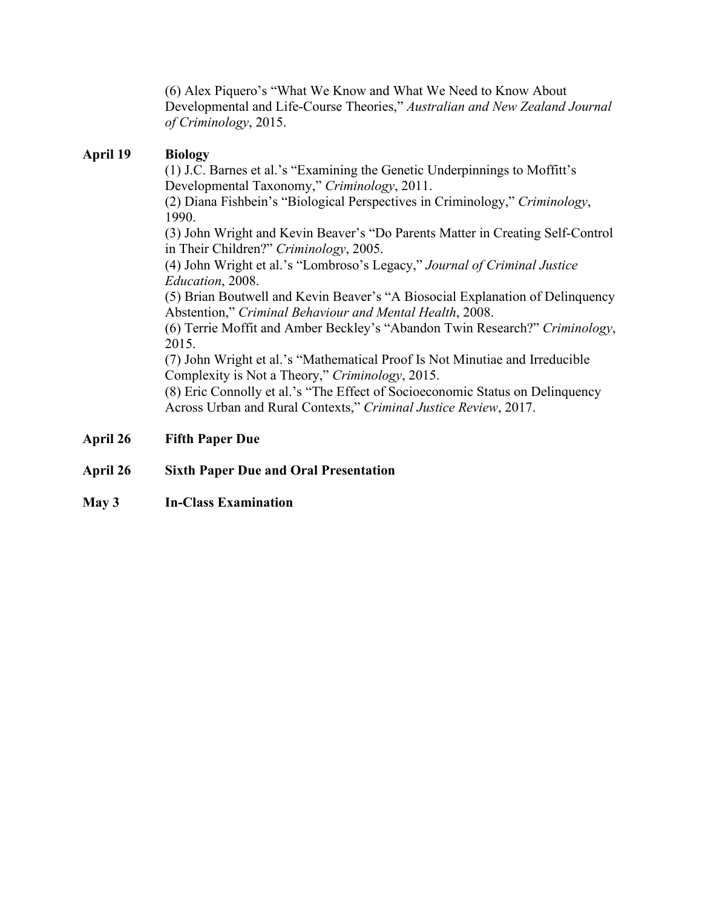(6) Alex Piquero's "What We Know and What We Need to Know About Developmental and Life-Course Theories," *Australian and New Zealand Journal of Criminology*, 2015.

**April 19** **Biology**

(1) J.C. Barnes et al.'s "Examining the Genetic Underpinnings to Moffitt's Developmental Taxonomy," *Criminology*, 2011.
(2) Diana Fishbein's "Biological Perspectives in Criminology," *Criminology*, 1990.
(3) John Wright and Kevin Beaver's "Do Parents Matter in Creating Self-Control in Their Children?" *Criminology*, 2005.
(4) John Wright et al.'s "Lombroso's Legacy," *Journal of Criminal Justice Education*, 2008.
(5) Brian Boutwell and Kevin Beaver's "A Biosocial Explanation of Delinquency Abstention," *Criminal Behaviour and Mental Health*, 2008.
(6) Terrie Moffit and Amber Beckley's "Abandon Twin Research?" *Criminology*, 2015.
(7) John Wright et al.'s "Mathematical Proof Is Not Minutiae and Irreducible Complexity is Not a Theory," *Criminology*, 2015.
(8) Eric Connolly et al.'s "The Effect of Socioeconomic Status on Delinquency Across Urban and Rural Contexts," *Criminal Justice Review*, 2017.

**April 26** **Fifth Paper Due**

**April 26** **Sixth Paper Due and Oral Presentation**

**May 3** **In-Class Examination**